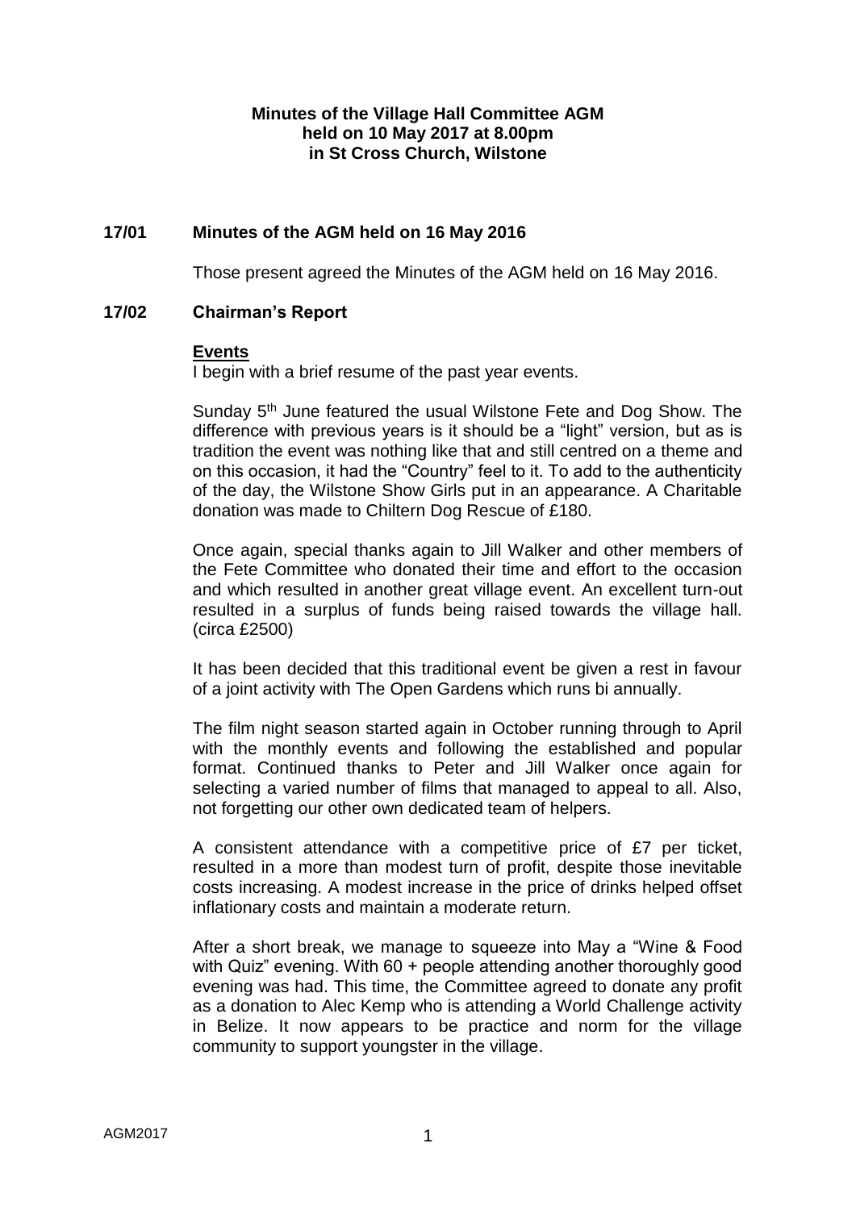**Minutes of the Village Hall Committee AGM held on 10 May 2017 at 8.00pm in St Cross Church, Wilstone**

## 17/01 Minutes of the AGM held on 16 May 2016

Those present agreed the Minutes of the AGM held on 16 May 2016.

## 17/02 Chairman's Report

**Events**

I begin with a brief resume of the past year events.

Sunday 5th June featured the usual Wilstone Fete and Dog Show. The difference with previous years is it should be a "light" version, but as is tradition the event was nothing like that and still centred on a theme and on this occasion, it had the "Country" feel to it. To add to the authenticity of the day, the Wilstone Show Girls put in an appearance. A Charitable donation was made to Chiltern Dog Rescue of £180.

Once again, special thanks again to Jill Walker and other members of the Fete Committee who donated their time and effort to the occasion and which resulted in another great village event. An excellent turn-out resulted in a surplus of funds being raised towards the village hall. (circa £2500)

It has been decided that this traditional event be given a rest in favour of a joint activity with The Open Gardens which runs bi annually.

The film night season started again in October running through to April with the monthly events and following the established and popular format. Continued thanks to Peter and Jill Walker once again for selecting a varied number of films that managed to appeal to all. Also, not forgetting our other own dedicated team of helpers.

A consistent attendance with a competitive price of £7 per ticket, resulted in a more than modest turn of profit, despite those inevitable costs increasing. A modest increase in the price of drinks helped offset inflationary costs and maintain a moderate return.

After a short break, we manage to squeeze into May a "Wine & Food with Quiz" evening. With 60 + people attending another thoroughly good evening was had. This time, the Committee agreed to donate any profit as a donation to Alec Kemp who is attending a World Challenge activity in Belize. It now appears to be practice and norm for the village community to support youngster in the village.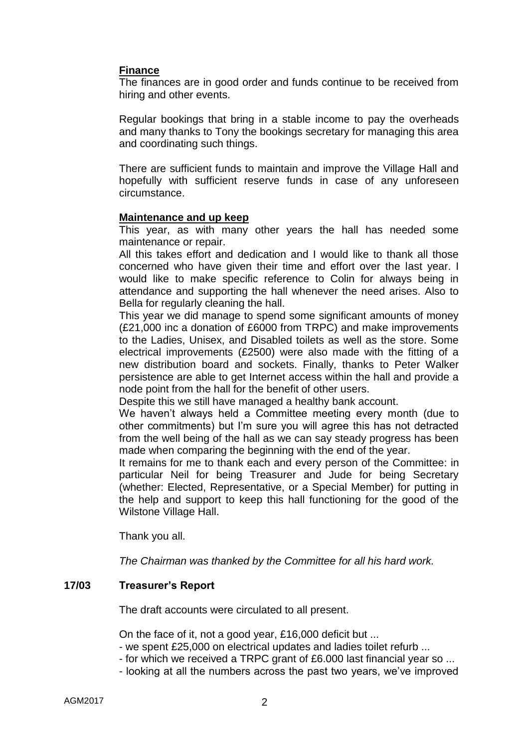**Finance**

The finances are in good order and funds continue to be received from hiring and other events.

Regular bookings that bring in a stable income to pay the overheads and many thanks to Tony the bookings secretary for managing this area and coordinating such things.

There are sufficient funds to maintain and improve the Village Hall and hopefully with sufficient reserve funds in case of any unforeseen circumstance.

**Maintenance and up keep**

This year, as with many other years the hall has needed some maintenance or repair.

All this takes effort and dedication and I would like to thank all those concerned who have given their time and effort over the last year. I would like to make specific reference to Colin for always being in attendance and supporting the hall whenever the need arises. Also to Bella for regularly cleaning the hall.

This year we did manage to spend some significant amounts of money (£21,000 inc a donation of £6000 from TRPC) and make improvements to the Ladies, Unisex, and Disabled toilets as well as the store. Some electrical improvements (£2500) were also made with the fitting of a new distribution board and sockets. Finally, thanks to Peter Walker persistence are able to get Internet access within the hall and provide a node point from the hall for the benefit of other users.

Despite this we still have managed a healthy bank account.

We haven't always held a Committee meeting every month (due to other commitments) but I'm sure you will agree this has not detracted from the well being of the hall as we can say steady progress has been made when comparing the beginning with the end of the year.

It remains for me to thank each and every person of the Committee: in particular Neil for being Treasurer and Jude for being Secretary (whether: Elected, Representative, or a Special Member) for putting in the help and support to keep this hall functioning for the good of the Wilstone Village Hall.

Thank you all.

*The Chairman was thanked by the Committee for all his hard work.*

## 17/03 Treasurer's Report

The draft accounts were circulated to all present.

On the face of it, not a good year, £16,000 deficit but ...

- we spent £25,000 on electrical updates and ladies toilet refurb ...
- for which we received a TRPC grant of £6.000 last financial year so ...
- looking at all the numbers across the past two years, we've improved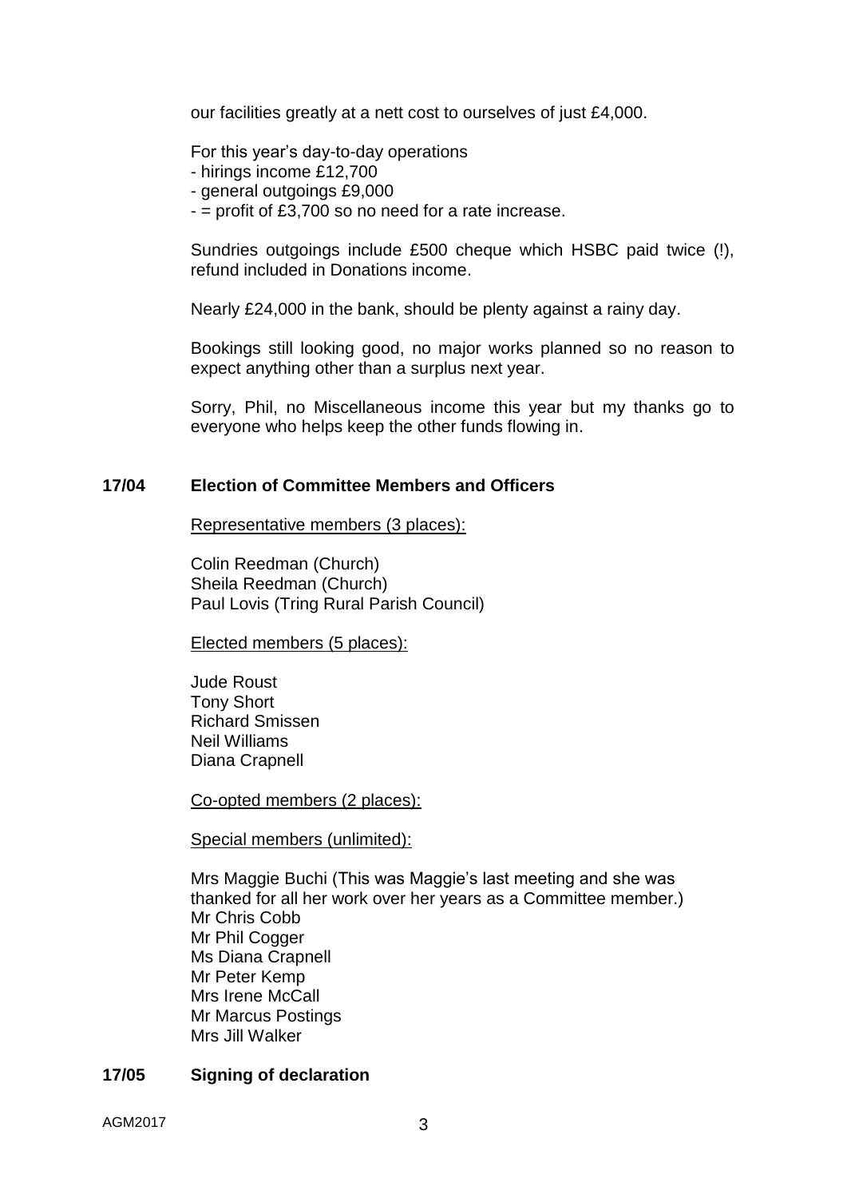our facilities greatly at a nett cost to ourselves of just £4,000.

For this year's day-to-day operations
- hirings income £12,700
- general outgoings £9,000
- = profit of £3,700 so no need for a rate increase.

Sundries outgoings include £500 cheque which HSBC paid twice (!), refund included in Donations income.

Nearly £24,000 in the bank, should be plenty against a rainy day.

Bookings still looking good, no major works planned so no reason to expect anything other than a surplus next year.

Sorry, Phil, no Miscellaneous income this year but my thanks go to everyone who helps keep the other funds flowing in.

**17/04 Election of Committee Members and Officers**

<u>Representative members (3 places):</u>

Colin Reedman (Church)
Sheila Reedman (Church)
Paul Lovis (Tring Rural Parish Council)

<u>Elected members (5 places):</u>

Jude Roust
Tony Short
Richard Smissen
Neil Williams
Diana Crapnell

<u>Co-opted members (2 places):</u>

<u>Special members (unlimited):</u>

Mrs Maggie Buchi (This was Maggie's last meeting and she was thanked for all her work over her years as a Committee member.)
Mr Chris Cobb
Mr Phil Cogger
Ms Diana Crapnell
Mr Peter Kemp
Mrs Irene McCall
Mr Marcus Postings
Mrs Jill Walker

**17/05 Signing of declaration**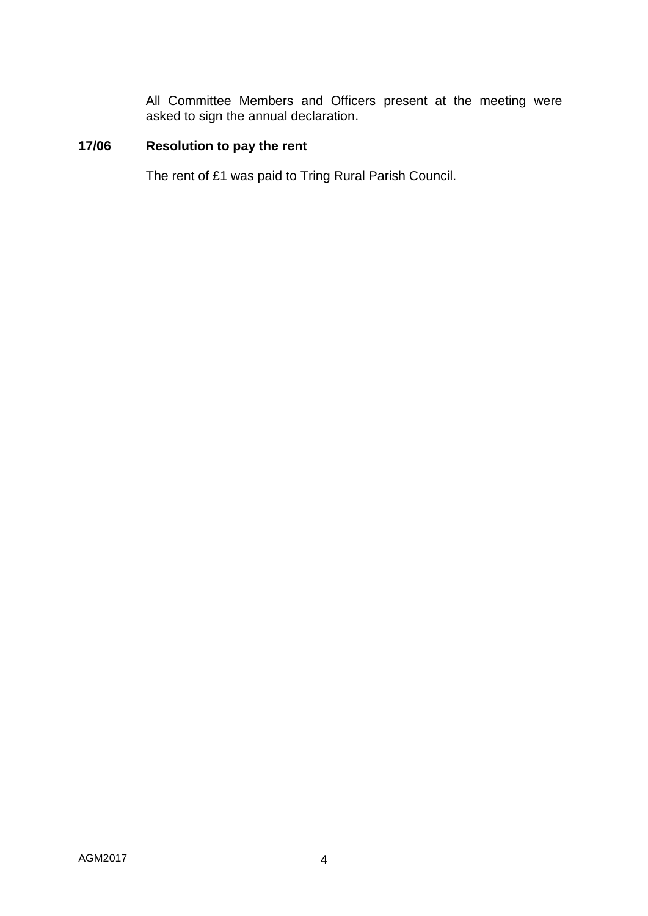All Committee Members and Officers present at the meeting were asked to sign the annual declaration.

**17/06 Resolution to pay the rent**

The rent of £1 was paid to Tring Rural Parish Council.